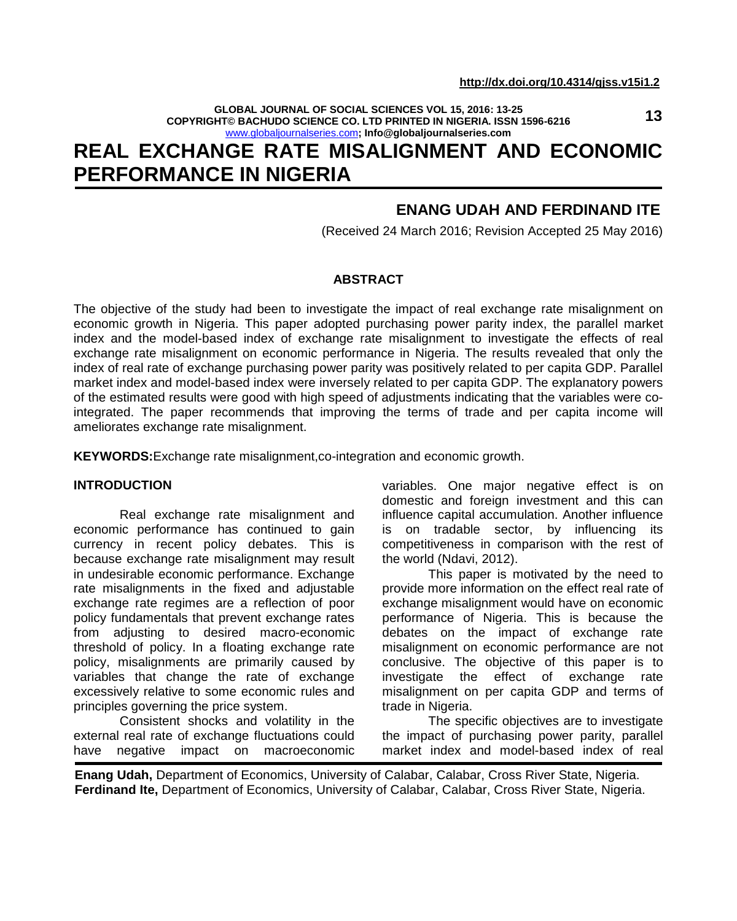# REAL EXCHANGE RATE MISALIGNMENT AND ECONOMIC PERFORMANCE IN NIGERIA

## ENANG UDAH AND FERDINAND ITE

(Received 24 March 2016; Revision Accepted 25 May 2016)

### ABSTRACT

The objective of the study had been to investigate the impact of real exchange rate misalignment on economic growth in Nigeria. This paper adopted purchasing power parity index, the parallel market index and the model-based index of exchange rate misalignment to investigate the effects of real exchange rate misalignment on economic performance in Nigeria. The results revealed that only the index of real rate of exchange purchasing power parity was positively related to per capita GDP. Parallel market index and model-based index were inversely related to per capita GDP. The explanatory powers of the estimated results were good with high speed of adjustments indicating that the variables were co-integrated. The paper recommends that improving the terms of trade and per capita income will ameliorates exchange rate misalignment.

**KEYWORDS:** Exchange rate misalignment, co-integration and economic growth.

### INTRODUCTION

Real exchange rate misalignment and economic performance has continued to gain currency in recent policy debates. This is because exchange rate misalignment may result in undesirable economic performance. Exchange rate misalignments in the fixed and adjustable exchange rate regimes are a reflection of poor policy fundamentals that prevent exchange rates from adjusting to desired macro-economic threshold of policy. In a floating exchange rate policy, misalignments are primarily caused by variables that change the rate of exchange excessively relative to some economic rules and principles governing the price system.

Consistent shocks and volatility in the external real rate of exchange fluctuations could have negative impact on macroeconomic variables. One major negative effect is on domestic and foreign investment and this can influence capital accumulation. Another influence is on tradable sector, by influencing its competitiveness in comparison with the rest of the world (Ndavi, 2012).

This paper is motivated by the need to provide more information on the effect real rate of exchange misalignment would have on economic performance of Nigeria. This is because the debates on the impact of exchange rate misalignment on economic performance are not conclusive. The objective of this paper is to investigate the effect of exchange rate misalignment on per capita GDP and terms of trade in Nigeria.

The specific objectives are to investigate the impact of purchasing power parity, parallel market index and model-based index of real

**Enang Udah,** Department of Economics, University of Calabar, Calabar, Cross River State, Nigeria.
**Ferdinand Ite,** Department of Economics, University of Calabar, Calabar, Cross River State, Nigeria.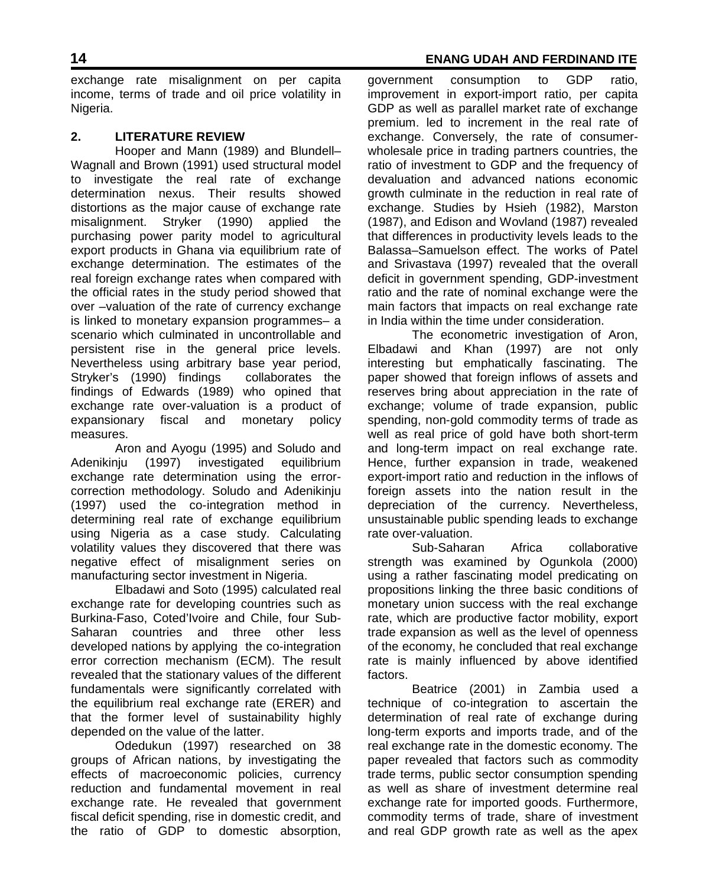exchange rate misalignment on per capita income, terms of trade and oil price volatility in Nigeria.

## 2. LITERATURE REVIEW

Hooper and Mann (1989) and Blundell–Wagnall and Brown (1991) used structural model to investigate the real rate of exchange determination nexus. Their results showed distortions as the major cause of exchange rate misalignment. Stryker (1990) applied the purchasing power parity model to agricultural export products in Ghana via equilibrium rate of exchange determination. The estimates of the real foreign exchange rates when compared with the official rates in the study period showed that over –valuation of the rate of currency exchange is linked to monetary expansion programmes– a scenario which culminated in uncontrollable and persistent rise in the general price levels. Nevertheless using arbitrary base year period, Stryker's (1990) findings collaborates the findings of Edwards (1989) who opined that exchange rate over-valuation is a product of expansionary fiscal and monetary policy measures.

Aron and Ayogu (1995) and Soludo and Adenikinju (1997) investigated equilibrium exchange rate determination using the error-correction methodology. Soludo and Adenikinju (1997) used the co-integration method in determining real rate of exchange equilibrium using Nigeria as a case study. Calculating volatility values they discovered that there was negative effect of misalignment series on manufacturing sector investment in Nigeria.

Elbadawi and Soto (1995) calculated real exchange rate for developing countries such as Burkina-Faso, Coted'Ivoire and Chile, four Sub-Saharan countries and three other less developed nations by applying the co-integration error correction mechanism (ECM). The result revealed that the stationary values of the different fundamentals were significantly correlated with the equilibrium real exchange rate (ERER) and that the former level of sustainability highly depended on the value of the latter.

Odedukun (1997) researched on 38 groups of African nations, by investigating the effects of macroeconomic policies, currency reduction and fundamental movement in real exchange rate. He revealed that government fiscal deficit spending, rise in domestic credit, and the ratio of GDP to domestic absorption, government consumption to GDP ratio, improvement in export-import ratio, per capita GDP as well as parallel market rate of exchange premium. led to increment in the real rate of exchange. Conversely, the rate of consumer-wholesale price in trading partners countries, the ratio of investment to GDP and the frequency of devaluation and advanced nations economic growth culminate in the reduction in real rate of exchange. Studies by Hsieh (1982), Marston (1987), and Edison and Wovland (1987) revealed that differences in productivity levels leads to the Balassa–Samuelson effect. The works of Patel and Srivastava (1997) revealed that the overall deficit in government spending, GDP-investment ratio and the rate of nominal exchange were the main factors that impacts on real exchange rate in India within the time under consideration.

The econometric investigation of Aron, Elbadawi and Khan (1997) are not only interesting but emphatically fascinating. The paper showed that foreign inflows of assets and reserves bring about appreciation in the rate of exchange; volume of trade expansion, public spending, non-gold commodity terms of trade as well as real price of gold have both short-term and long-term impact on real exchange rate. Hence, further expansion in trade, weakened export-import ratio and reduction in the inflows of foreign assets into the nation result in the depreciation of the currency. Nevertheless, unsustainable public spending leads to exchange rate over-valuation.

Sub-Saharan Africa collaborative strength was examined by Ogunkola (2000) using a rather fascinating model predicating on propositions linking the three basic conditions of monetary union success with the real exchange rate, which are productive factor mobility, export trade expansion as well as the level of openness of the economy, he concluded that real exchange rate is mainly influenced by above identified factors.

Beatrice (2001) in Zambia used a technique of co-integration to ascertain the determination of real rate of exchange during long-term exports and imports trade, and of the real exchange rate in the domestic economy. The paper revealed that factors such as commodity trade terms, public sector consumption spending as well as share of investment determine real exchange rate for imported goods. Furthermore, commodity terms of trade, share of investment and real GDP growth rate as well as the apex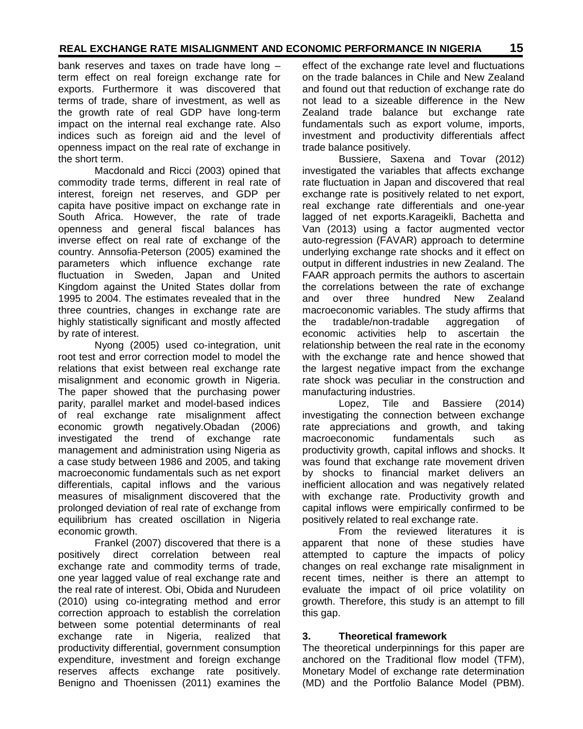bank reserves and taxes on trade have long – term effect on real foreign exchange rate for exports. Furthermore it was discovered that terms of trade, share of investment, as well as the growth rate of real GDP have long-term impact on the internal real exchange rate. Also indices such as foreign aid and the level of openness impact on the real rate of exchange in the short term.

Macdonald and Ricci (2003) opined that commodity trade terms, different in real rate of interest, foreign net reserves, and GDP per capita have positive impact on exchange rate in South Africa. However, the rate of trade openness and general fiscal balances has inverse effect on real rate of exchange of the country. Annsofia-Peterson (2005) examined the parameters which influence exchange rate fluctuation in Sweden, Japan and United Kingdom against the United States dollar from 1995 to 2004. The estimates revealed that in the three countries, changes in exchange rate are highly statistically significant and mostly affected by rate of interest.

Nyong (2005) used co-integration, unit root test and error correction model to model the relations that exist between real exchange rate misalignment and economic growth in Nigeria. The paper showed that the purchasing power parity, parallel market and model-based indices of real exchange rate misalignment affect economic growth negatively.Obadan (2006) investigated the trend of exchange rate management and administration using Nigeria as a case study between 1986 and 2005, and taking macroeconomic fundamentals such as net export differentials, capital inflows and the various measures of misalignment discovered that the prolonged deviation of real rate of exchange from equilibrium has created oscillation in Nigeria economic growth.

Frankel (2007) discovered that there is a positively direct correlation between real exchange rate and commodity terms of trade, one year lagged value of real exchange rate and the real rate of interest. Obi, Obida and Nurudeen (2010) using co-integrating method and error correction approach to establish the correlation between some potential determinants of real exchange rate in Nigeria, realized that productivity differential, government consumption expenditure, investment and foreign exchange reserves affects exchange rate positively. Benigno and Thoenissen (2011) examines the effect of the exchange rate level and fluctuations on the trade balances in Chile and New Zealand and found out that reduction of exchange rate do not lead to a sizeable difference in the New Zealand trade balance but exchange rate fundamentals such as export volume, imports, investment and productivity differentials affect trade balance positively.

Bussiere, Saxena and Tovar (2012) investigated the variables that affects exchange rate fluctuation in Japan and discovered that real exchange rate is positively related to net export, real exchange rate differentials and one-year lagged of net exports.Karageikli, Bachetta and Van (2013) using a factor augmented vector auto-regression (FAVAR) approach to determine underlying exchange rate shocks and it effect on output in different industries in new Zealand. The FAAR approach permits the authors to ascertain the correlations between the rate of exchange and over three hundred New Zealand macroeconomic variables. The study affirms that the tradable/non-tradable aggregation of economic activities help to ascertain the relationship between the real rate in the economy with the exchange rate and hence showed that the largest negative impact from the exchange rate shock was peculiar in the construction and manufacturing industries.

Lopez, Tile and Bassiere (2014) investigating the connection between exchange rate appreciations and growth, and taking macroeconomic fundamentals such as productivity growth, capital inflows and shocks. It was found that exchange rate movement driven by shocks to financial market delivers an inefficient allocation and was negatively related with exchange rate. Productivity growth and capital inflows were empirically confirmed to be positively related to real exchange rate.

From the reviewed literatures it is apparent that none of these studies have attempted to capture the impacts of policy changes on real exchange rate misalignment in recent times, neither is there an attempt to evaluate the impact of oil price volatility on growth. Therefore, this study is an attempt to fill this gap.

## 3. Theoretical framework

The theoretical underpinnings for this paper are anchored on the Traditional flow model (TFM), Monetary Model of exchange rate determination (MD) and the Portfolio Balance Model (PBM).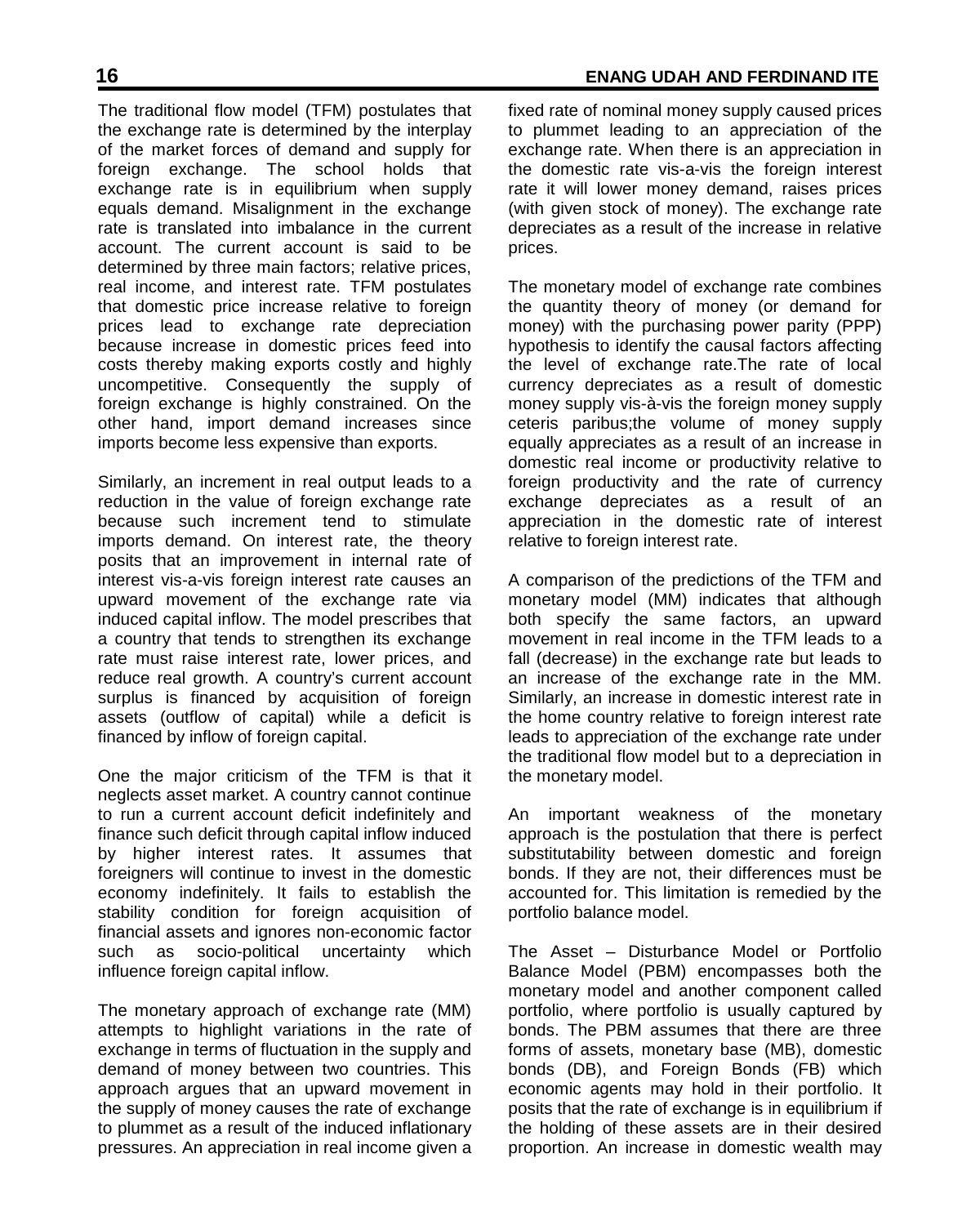The traditional flow model (TFM) postulates that the exchange rate is determined by the interplay of the market forces of demand and supply for foreign exchange. The school holds that exchange rate is in equilibrium when supply equals demand. Misalignment in the exchange rate is translated into imbalance in the current account. The current account is said to be determined by three main factors; relative prices, real income, and interest rate. TFM postulates that domestic price increase relative to foreign prices lead to exchange rate depreciation because increase in domestic prices feed into costs thereby making exports costly and highly uncompetitive. Consequently the supply of foreign exchange is highly constrained. On the other hand, import demand increases since imports become less expensive than exports.

Similarly, an increment in real output leads to a reduction in the value of foreign exchange rate because such increment tend to stimulate imports demand. On interest rate, the theory posits that an improvement in internal rate of interest vis-a-vis foreign interest rate causes an upward movement of the exchange rate via induced capital inflow. The model prescribes that a country that tends to strengthen its exchange rate must raise interest rate, lower prices, and reduce real growth. A country's current account surplus is financed by acquisition of foreign assets (outflow of capital) while a deficit is financed by inflow of foreign capital.

One the major criticism of the TFM is that it neglects asset market. A country cannot continue to run a current account deficit indefinitely and finance such deficit through capital inflow induced by higher interest rates. It assumes that foreigners will continue to invest in the domestic economy indefinitely. It fails to establish the stability condition for foreign acquisition of financial assets and ignores non-economic factor such as socio-political uncertainty which influence foreign capital inflow.

The monetary approach of exchange rate (MM) attempts to highlight variations in the rate of exchange in terms of fluctuation in the supply and demand of money between two countries. This approach argues that an upward movement in the supply of money causes the rate of exchange to plummet as a result of the induced inflationary pressures. An appreciation in real income given a fixed rate of nominal money supply caused prices to plummet leading to an appreciation of the exchange rate. When there is an appreciation in the domestic rate vis-a-vis the foreign interest rate it will lower money demand, raises prices (with given stock of money). The exchange rate depreciates as a result of the increase in relative prices.

The monetary model of exchange rate combines the quantity theory of money (or demand for money) with the purchasing power parity (PPP) hypothesis to identify the causal factors affecting the level of exchange rate.The rate of local currency depreciates as a result of domestic money supply vis-à-vis the foreign money supply ceteris paribus;the volume of money supply equally appreciates as a result of an increase in domestic real income or productivity relative to foreign productivity and the rate of currency exchange depreciates as a result of an appreciation in the domestic rate of interest relative to foreign interest rate.

A comparison of the predictions of the TFM and monetary model (MM) indicates that although both specify the same factors, an upward movement in real income in the TFM leads to a fall (decrease) in the exchange rate but leads to an increase of the exchange rate in the MM. Similarly, an increase in domestic interest rate in the home country relative to foreign interest rate leads to appreciation of the exchange rate under the traditional flow model but to a depreciation in the monetary model.

An important weakness of the monetary approach is the postulation that there is perfect substitutability between domestic and foreign bonds. If they are not, their differences must be accounted for. This limitation is remedied by the portfolio balance model.

The Asset – Disturbance Model or Portfolio Balance Model (PBM) encompasses both the monetary model and another component called portfolio, where portfolio is usually captured by bonds. The PBM assumes that there are three forms of assets, monetary base (MB), domestic bonds (DB), and Foreign Bonds (FB) which economic agents may hold in their portfolio. It posits that the rate of exchange is in equilibrium if the holding of these assets are in their desired proportion. An increase in domestic wealth may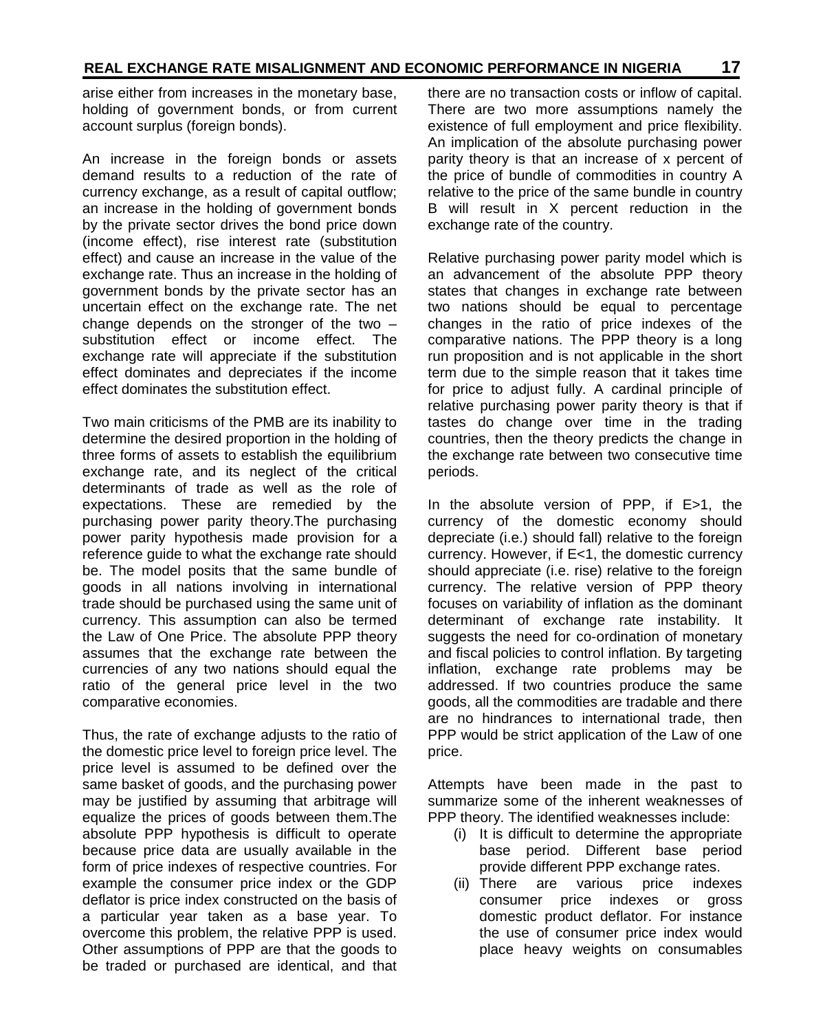arise either from increases in the monetary base, holding of government bonds, or from current account surplus (foreign bonds).

An increase in the foreign bonds or assets demand results to a reduction of the rate of currency exchange, as a result of capital outflow; an increase in the holding of government bonds by the private sector drives the bond price down (income effect), rise interest rate (substitution effect) and cause an increase in the value of the exchange rate. Thus an increase in the holding of government bonds by the private sector has an uncertain effect on the exchange rate. The net change depends on the stronger of the two – substitution effect or income effect. The exchange rate will appreciate if the substitution effect dominates and depreciates if the income effect dominates the substitution effect.

Two main criticisms of the PMB are its inability to determine the desired proportion in the holding of three forms of assets to establish the equilibrium exchange rate, and its neglect of the critical determinants of trade as well as the role of expectations. These are remedied by the purchasing power parity theory.The purchasing power parity hypothesis made provision for a reference guide to what the exchange rate should be. The model posits that the same bundle of goods in all nations involving in international trade should be purchased using the same unit of currency. This assumption can also be termed the Law of One Price. The absolute PPP theory assumes that the exchange rate between the currencies of any two nations should equal the ratio of the general price level in the two comparative economies.

Thus, the rate of exchange adjusts to the ratio of the domestic price level to foreign price level. The price level is assumed to be defined over the same basket of goods, and the purchasing power may be justified by assuming that arbitrage will equalize the prices of goods between them.The absolute PPP hypothesis is difficult to operate because price data are usually available in the form of price indexes of respective countries. For example the consumer price index or the GDP deflator is price index constructed on the basis of a particular year taken as a base year. To overcome this problem, the relative PPP is used. Other assumptions of PPP are that the goods to be traded or purchased are identical, and that there are no transaction costs or inflow of capital. There are two more assumptions namely the existence of full employment and price flexibility. An implication of the absolute purchasing power parity theory is that an increase of x percent of the price of bundle of commodities in country A relative to the price of the same bundle in country B will result in X percent reduction in the exchange rate of the country.

Relative purchasing power parity model which is an advancement of the absolute PPP theory states that changes in exchange rate between two nations should be equal to percentage changes in the ratio of price indexes of the comparative nations. The PPP theory is a long run proposition and is not applicable in the short term due to the simple reason that it takes time for price to adjust fully. A cardinal principle of relative purchasing power parity theory is that if tastes do change over time in the trading countries, then the theory predicts the change in the exchange rate between two consecutive time periods.

In the absolute version of PPP, if $E>1$, the currency of the domestic economy should depreciate (i.e.) should fall) relative to the foreign currency. However, if $E<1$, the domestic currency should appreciate (i.e. rise) relative to the foreign currency. The relative version of PPP theory focuses on variability of inflation as the dominant determinant of exchange rate instability. It suggests the need for co-ordination of monetary and fiscal policies to control inflation. By targeting inflation, exchange rate problems may be addressed. If two countries produce the same goods, all the commodities are tradable and there are no hindrances to international trade, then PPP would be strict application of the Law of one price.

Attempts have been made in the past to summarize some of the inherent weaknesses of PPP theory. The identified weaknesses include:

(i) It is difficult to determine the appropriate base period. Different base period provide different PPP exchange rates.

(ii) There are various price indexes consumer price indexes or gross domestic product deflator. For instance the use of consumer price index would place heavy weights on consumables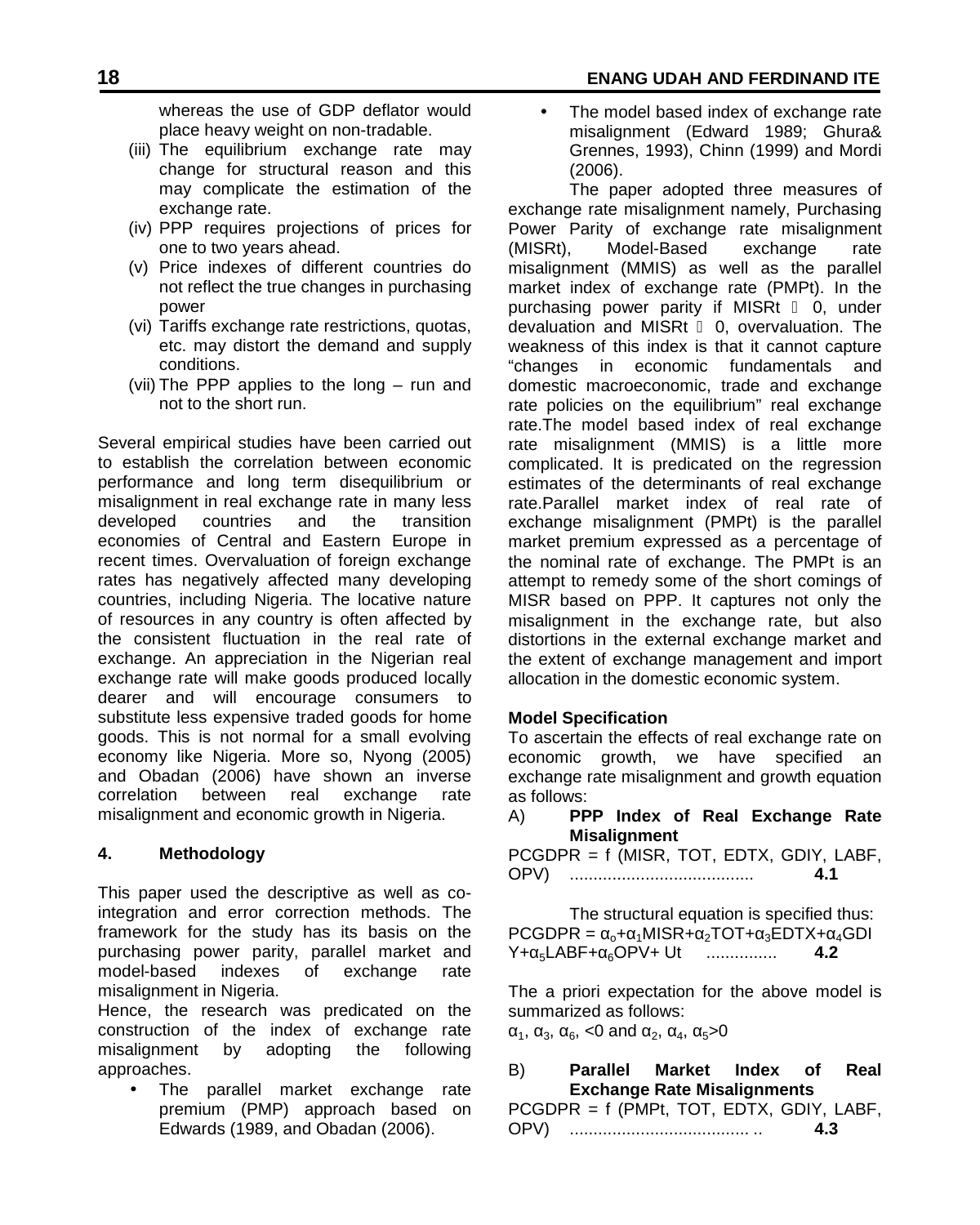whereas the use of GDP deflator would place heavy weight on non-tradable.

(iii) The equilibrium exchange rate may change for structural reason and this may complicate the estimation of the exchange rate.

(iv) PPP requires projections of prices for one to two years ahead.

(v) Price indexes of different countries do not reflect the true changes in purchasing power

(vi) Tariffs exchange rate restrictions, quotas, etc. may distort the demand and supply conditions.

(vii) The PPP applies to the long – run and not to the short run.

Several empirical studies have been carried out to establish the correlation between economic performance and long term disequilibrium or misalignment in real exchange rate in many less developed countries and the transition economies of Central and Eastern Europe in recent times. Overvaluation of foreign exchange rates has negatively affected many developing countries, including Nigeria. The locative nature of resources in any country is often affected by the consistent fluctuation in the real rate of exchange. An appreciation in the Nigerian real exchange rate will make goods produced locally dearer and will encourage consumers to substitute less expensive traded goods for home goods. This is not normal for a small evolving economy like Nigeria. More so, Nyong (2005) and Obadan (2006) have shown an inverse correlation between real exchange rate misalignment and economic growth in Nigeria.

## 4. Methodology

This paper used the descriptive as well as co-integration and error correction methods. The framework for the study has its basis on the purchasing power parity, parallel market and model-based indexes of exchange rate misalignment in Nigeria.

Hence, the research was predicated on the construction of the index of exchange rate misalignment by adopting the following approaches.

- The parallel market exchange rate premium (PMP) approach based on Edwards (1989, and Obadan (2006).
- The model based index of exchange rate misalignment (Edward 1989; Ghura& Grennes, 1993), Chinn (1999) and Mordi (2006).

The paper adopted three measures of exchange rate misalignment namely, Purchasing Power Parity of exchange rate misalignment (MISRt), Model-Based exchange rate misalignment (MMIS) as well as the parallel market index of exchange rate (PMPt). In the purchasing power parity if MISRt  0, under devaluation and MISRt  0, overvaluation. The weakness of this index is that it cannot capture "changes in economic fundamentals and domestic macroeconomic, trade and exchange rate policies on the equilibrium" real exchange rate.The model based index of real exchange rate misalignment (MMIS) is a little more complicated. It is predicated on the regression estimates of the determinants of real exchange rate.Parallel market index of real rate of exchange misalignment (PMPt) is the parallel market premium expressed as a percentage of the nominal rate of exchange. The PMPt is an attempt to remedy some of the short comings of MISR based on PPP. It captures not only the misalignment in the exchange rate, but also distortions in the external exchange market and the extent of exchange management and import allocation in the domestic economic system.

**Model Specification**

To ascertain the effects of real exchange rate on economic growth, we have specified an exchange rate misalignment and growth equation as follows:

A) **PPP Index of Real Exchange Rate Misalignment**

PCGDPR = f (MISR, TOT, EDTX, GDIY, LABF, OPV) ....................................... **4.1**

The structural equation is specified thus:

$$PCGDPR = \alpha_o+\alpha_1 MISR+\alpha_2 TOT+\alpha_3 EDTX+\alpha_4 GDIY+\alpha_5 LABF+\alpha_6 OPV+ Ut \quad \text{...............} \quad \mathbf{4.2}$$

The a priori expectation for the above model is summarized as follows:

$\alpha_1$, $\alpha_3$, $\alpha_6$, <0 and $\alpha_2$, $\alpha_4$, $\alpha_5$>0

B) **Parallel Market Index of Real Exchange Rate Misalignments**

PCGDPR = f (PMPt, TOT, EDTX, GDIY, LABF, OPV) ...................................... .. **4.3**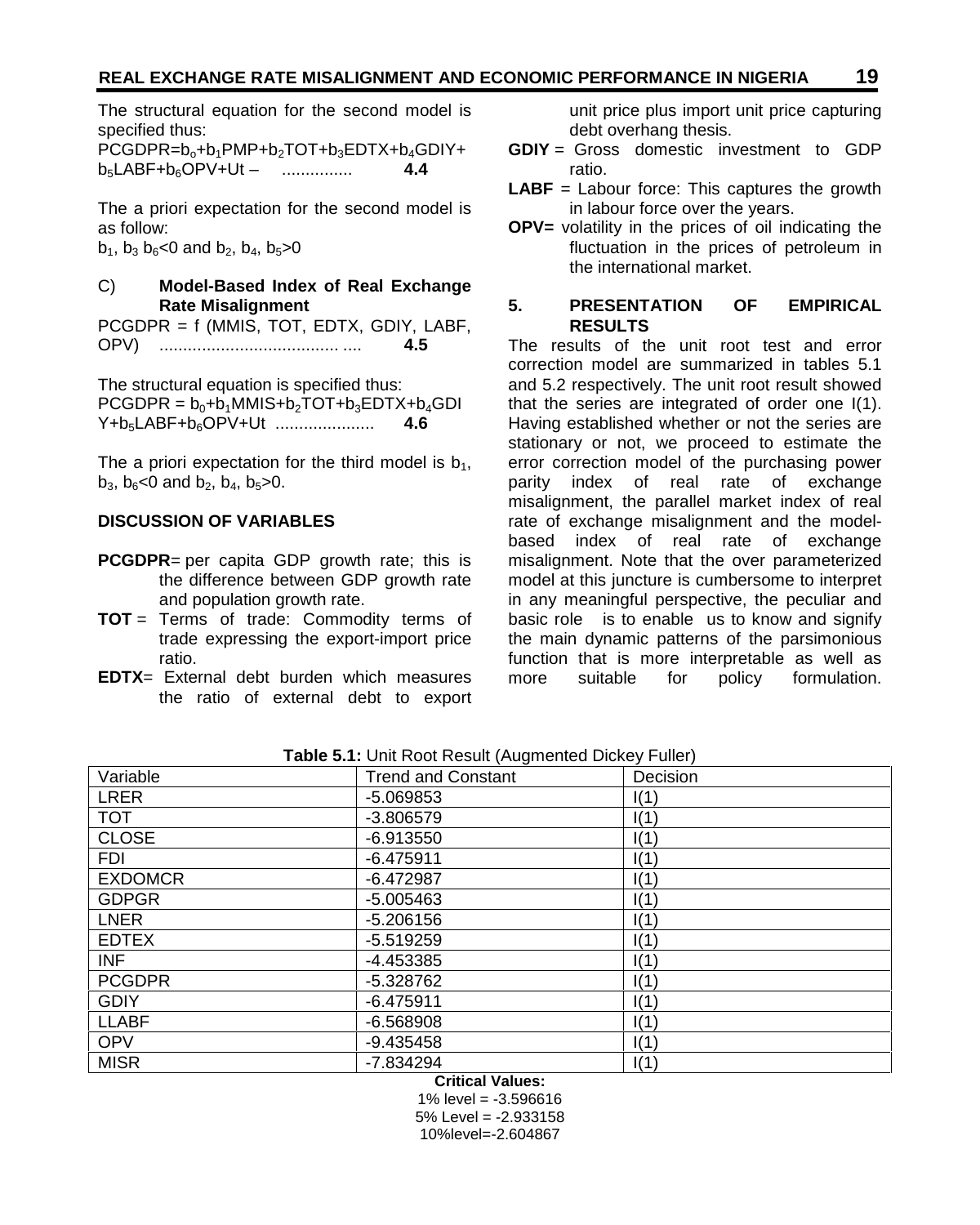The structural equation for the second model is specified thus:

$$PCGDPR=b_o+b_1PMP+b_2TOT+b_3EDTX+b_4GDIY+b_5LABF+b_6OPV+Ut \quad \text{.............. } \mathbf{4.4}$$

The a priori expectation for the second model is as follow:

$b_1$, $b_3$ $b_6$<0 and $b_2$, $b_4$, $b_5$>0

C) **Model-Based Index of Real Exchange Rate Misalignment**

$$PCGDPR = f\ (MMIS, TOT, EDTX, GDIY, LABF, OPV) \quad \text{...................................... ....} \quad \mathbf{4.5}$$

The structural equation is specified thus:

$$PCGDPR = b_0+b_1MMIS+b_2TOT+b_3EDTX+b_4GDIY+b_5LABF+b_6OPV+Ut \quad \text{.....................} \quad \mathbf{4.6}$$

The a priori expectation for the third model is $b_1$, $b_3$, $b_6$<0 and $b_2$, $b_4$, $b_5$>0.

**DISCUSSION OF VARIABLES**

**PCGDPR**= per capita GDP growth rate; this is the difference between GDP growth rate and population growth rate.

**TOT** = Terms of trade: Commodity terms of trade expressing the export-import price ratio.

**EDTX**= External debt burden which measures the ratio of external debt to export unit price plus import unit price capturing debt overhang thesis.

**GDIY** = Gross domestic investment to GDP ratio.

**LABF** = Labour force: This captures the growth in labour force over the years.

**OPV=** volatility in the prices of oil indicating the fluctuation in the prices of petroleum in the international market.

## 5. PRESENTATION OF EMPIRICAL RESULTS

The results of the unit root test and error correction model are summarized in tables 5.1 and 5.2 respectively. The unit root result showed that the series are integrated of order one I(1). Having established whether or not the series are stationary or not, we proceed to estimate the error correction model of the purchasing power parity index of real rate of exchange misalignment, the parallel market index of real rate of exchange misalignment and the model-based index of real rate of exchange misalignment. Note that the over parameterized model at this juncture is cumbersome to interpret in any meaningful perspective, the peculiar and basic role is to enable us to know and signify the main dynamic patterns of the parsimonious function that is more interpretable as well as more suitable for policy formulation.

**Table 5.1:** Unit Root Result (Augmented Dickey Fuller)

| Variable | Trend and Constant | Decision |
|---|---|---|
| LRER | -5.069853 | I(1) |
| TOT | -3.806579 | I(1) |
| CLOSE | -6.913550 | I(1) |
| FDI | -6.475911 | I(1) |
| EXDOMCR | -6.472987 | I(1) |
| GDPGR | -5.005463 | I(1) |
| LNER | -5.206156 | I(1) |
| EDTEX | -5.519259 | I(1) |
| INF | -4.453385 | I(1) |
| PCGDPR | -5.328762 | I(1) |
| GDIY | -6.475911 | I(1) |
| LLABF | -6.568908 | I(1) |
| OPV | -9.435458 | I(1) |
| MISR | -7.834294 | I(1) |

**Critical Values:**
1% level = -3.596616
5% Level = -2.933158
10%level=-2.604867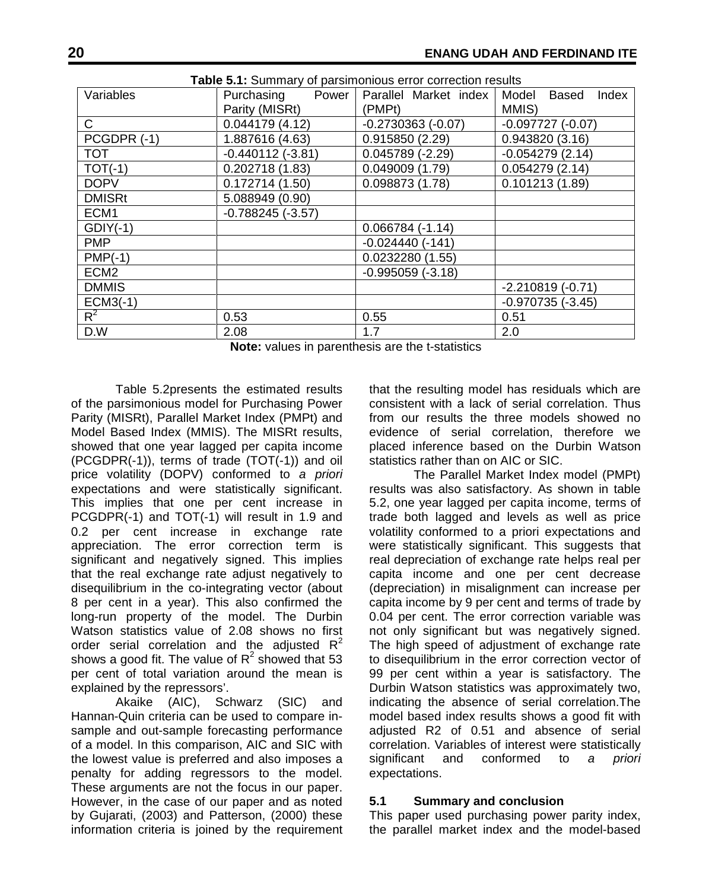**Table 5.1:** Summary of parsimonious error correction results

| Variables | Purchasing Power Parity (MISRt) | Parallel Market index (PMPt) | Model Based Index MMIS) |
|---|---|---|---|
| C | 0.044179 (4.12) | -0.2730363 (-0.07) | -0.097727 (-0.07) |
| PCGDPR (-1) | 1.887616 (4.63) | 0.915850 (2.29) | 0.943820 (3.16) |
| TOT | -0.440112 (-3.81) | 0.045789 (-2.29) | -0.054279 (2.14) |
| TOT(-1) | 0.202718 (1.83) | 0.049009 (1.79) | 0.054279 (2.14) |
| DOPV | 0.172714 (1.50) | 0.098873 (1.78) | 0.101213 (1.89) |
| DMISRt | 5.088949 (0.90) | | |
| ECM1 | -0.788245 (-3.57) | | |
| GDIY(-1) | | 0.066784 (-1.14) | |
| PMP | | -0.024440 (-141) | |
| PMP(-1) | | 0.0232280 (1.55) | |
| ECM2 | | -0.995059 (-3.18) | |
| DMMIS | | | -2.210819 (-0.71) |
| ECM3(-1) | | | -0.970735 (-3.45) |
| $R^2$ | 0.53 | 0.55 | 0.51 |
| D.W | 2.08 | 1.7 | 2.0 |

**Note:** values in parenthesis are the t-statistics

Table 5.2presents the estimated results of the parsimonious model for Purchasing Power Parity (MISRt), Parallel Market Index (PMPt) and Model Based Index (MMIS). The MISRt results, showed that one year lagged per capita income (PCGDPR(-1)), terms of trade (TOT(-1)) and oil price volatility (DOPV) conformed to *a priori* expectations and were statistically significant. This implies that one per cent increase in PCGDPR(-1) and TOT(-1) will result in 1.9 and 0.2 per cent increase in exchange rate appreciation. The error correction term is significant and negatively signed. This implies that the real exchange rate adjust negatively to disequilibrium in the co-integrating vector (about 8 per cent in a year). This also confirmed the long-run property of the model. The Durbin Watson statistics value of 2.08 shows no first order serial correlation and the adjusted $R^2$ shows a good fit. The value of $R^2$ showed that 53 per cent of total variation around the mean is explained by the repressors'.

Akaike (AIC), Schwarz (SIC) and Hannan-Quin criteria can be used to compare in-sample and out-sample forecasting performance of a model. In this comparison, AIC and SIC with the lowest value is preferred and also imposes a penalty for adding regressors to the model. These arguments are not the focus in our paper. However, in the case of our paper and as noted by Gujarati, (2003) and Patterson, (2000) these information criteria is joined by the requirement that the resulting model has residuals which are consistent with a lack of serial correlation. Thus from our results the three models showed no evidence of serial correlation, therefore we placed inference based on the Durbin Watson statistics rather than on AIC or SIC.

The Parallel Market Index model (PMPt) results was also satisfactory. As shown in table 5.2, one year lagged per capita income, terms of trade both lagged and levels as well as price volatility conformed to a priori expectations and were statistically significant. This suggests that real depreciation of exchange rate helps real per capita income and one per cent decrease (depreciation) in misalignment can increase per capita income by 9 per cent and terms of trade by 0.04 per cent. The error correction variable was not only significant but was negatively signed. The high speed of adjustment of exchange rate to disequilibrium in the error correction vector of 99 per cent within a year is satisfactory. The Durbin Watson statistics was approximately two, indicating the absence of serial correlation.The model based index results shows a good fit with adjusted R2 of 0.51 and absence of serial correlation. Variables of interest were statistically significant and conformed to *a priori* expectations.

### 5.1 Summary and conclusion

This paper used purchasing power parity index, the parallel market index and the model-based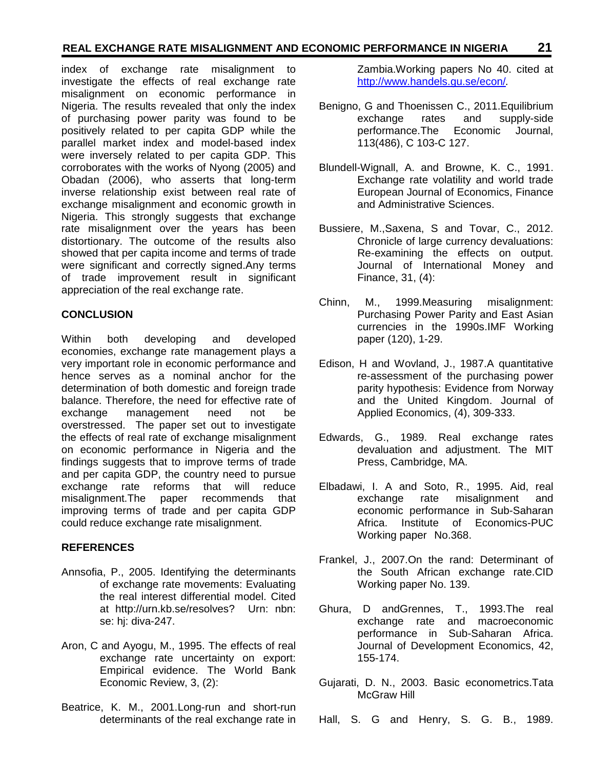index of exchange rate misalignment to investigate the effects of real exchange rate misalignment on economic performance in Nigeria. The results revealed that only the index of purchasing power parity was found to be positively related to per capita GDP while the parallel market index and model-based index were inversely related to per capita GDP. This corroborates with the works of Nyong (2005) and Obadan (2006), who asserts that long-term inverse relationship exist between real rate of exchange misalignment and economic growth in Nigeria. This strongly suggests that exchange rate misalignment over the years has been distortionary. The outcome of the results also showed that per capita income and terms of trade were significant and correctly signed.Any terms of trade improvement result in significant appreciation of the real exchange rate.

## CONCLUSION

Within both developing and developed economies, exchange rate management plays a very important role in economic performance and hence serves as a nominal anchor for the determination of both domestic and foreign trade balance. Therefore, the need for effective rate of exchange management need not be overstressed. The paper set out to investigate the effects of real rate of exchange misalignment on economic performance in Nigeria and the findings suggests that to improve terms of trade and per capita GDP, the country need to pursue exchange rate reforms that will reduce misalignment.The paper recommends that improving terms of trade and per capita GDP could reduce exchange rate misalignment.

## REFERENCES

Annsofia, P., 2005. Identifying the determinants of exchange rate movements: Evaluating the real interest differential model. Cited at http://urn.kb.se/resolves? Urn: nbn: se: hj: diva-247.

Aron, C and Ayogu, M., 1995. The effects of real exchange rate uncertainty on export: Empirical evidence. The World Bank Economic Review, 3, (2):

Beatrice, K. M., 2001.Long-run and short-run determinants of the real exchange rate in Zambia.Working papers No 40. cited at http://www.handels.gu.se/econ/.

Benigno, G and Thoenissen C., 2011.Equilibrium exchange rates and supply-side performance.The Economic Journal, 113(486), C 103-C 127.

Blundell-Wignall, A. and Browne, K. C., 1991. Exchange rate volatility and world trade European Journal of Economics, Finance and Administrative Sciences.

Bussiere, M.,Saxena, S and Tovar, C., 2012. Chronicle of large currency devaluations: Re-examining the effects on output. Journal of International Money and Finance, 31, (4):

Chinn, M., 1999.Measuring misalignment: Purchasing Power Parity and East Asian currencies in the 1990s.IMF Working paper (120), 1-29.

Edison, H and Wovland, J., 1987.A quantitative re-assessment of the purchasing power parity hypothesis: Evidence from Norway and the United Kingdom. Journal of Applied Economics, (4), 309-333.

Edwards, G., 1989. Real exchange rates devaluation and adjustment. The MIT Press, Cambridge, MA.

Elbadawi, I. A and Soto, R., 1995. Aid, real exchange rate misalignment and economic performance in Sub-Saharan Africa. Institute of Economics-PUC Working paper No.368.

Frankel, J., 2007.On the rand: Determinant of the South African exchange rate.CID Working paper No. 139.

Ghura, D andGrennes, T., 1993.The real exchange rate and macroeconomic performance in Sub-Saharan Africa. Journal of Development Economics, 42, 155-174.

Gujarati, D. N., 2003. Basic econometrics.Tata McGraw Hill

Hall, S. G and Henry, S. G. B., 1989.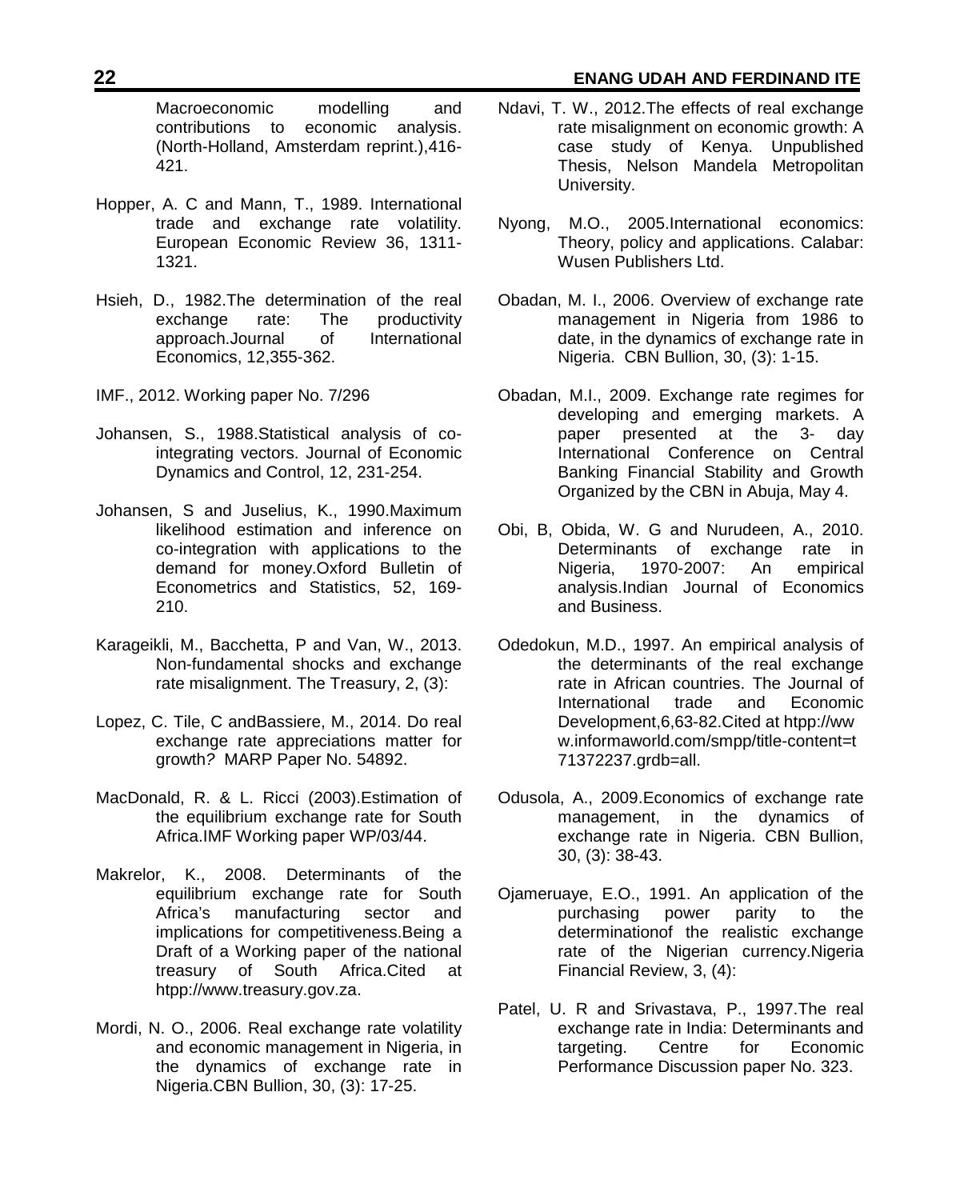Macroeconomic modelling and contributions to economic analysis. (North-Holland, Amsterdam reprint.),416-421.

Hopper, A. C and Mann, T., 1989. International trade and exchange rate volatility. European Economic Review 36, 1311-1321.

Hsieh, D., 1982.The determination of the real exchange rate: The productivity approach.Journal of International Economics, 12,355-362.

IMF., 2012. Working paper No. 7/296

Johansen, S., 1988.Statistical analysis of co-integrating vectors. Journal of Economic Dynamics and Control, 12, 231-254.

Johansen, S and Juselius, K., 1990.Maximum likelihood estimation and inference on co-integration with applications to the demand for money.Oxford Bulletin of Econometrics and Statistics, 52, 169-210.

Karageikli, M., Bacchetta, P and Van, W., 2013. Non-fundamental shocks and exchange rate misalignment. The Treasury, 2, (3):

Lopez, C. Tile, C andBassiere, M., 2014. Do real exchange rate appreciations matter for growth? MARP Paper No. 54892.

MacDonald, R. & L. Ricci (2003).Estimation of the equilibrium exchange rate for South Africa.IMF Working paper WP/03/44.

Makrelor, K., 2008. Determinants of the equilibrium exchange rate for South Africa's manufacturing sector and implications for competitiveness.Being a Draft of a Working paper of the national treasury of South Africa.Cited at htpp://www.treasury.gov.za.

Mordi, N. O., 2006. Real exchange rate volatility and economic management in Nigeria, in the dynamics of exchange rate in Nigeria.CBN Bullion, 30, (3): 17-25.

Ndavi, T. W., 2012.The effects of real exchange rate misalignment on economic growth: A case study of Kenya. Unpublished Thesis, Nelson Mandela Metropolitan University.

Nyong, M.O., 2005.International economics: Theory, policy and applications. Calabar: Wusen Publishers Ltd.

Obadan, M. I., 2006. Overview of exchange rate management in Nigeria from 1986 to date, in the dynamics of exchange rate in Nigeria. CBN Bullion, 30, (3): 1-15.

Obadan, M.I., 2009. Exchange rate regimes for developing and emerging markets. A paper presented at the 3- day International Conference on Central Banking Financial Stability and Growth Organized by the CBN in Abuja, May 4.

Obi, B, Obida, W. G and Nurudeen, A., 2010. Determinants of exchange rate in Nigeria, 1970-2007: An empirical analysis.Indian Journal of Economics and Business.

Odedokun, M.D., 1997. An empirical analysis of the determinants of the real exchange rate in African countries. The Journal of International trade and Economic Development,6,63-82.Cited at htpp://www.informaworld.com/smpp/title-content=t71372237.grdb=all.

Odusola, A., 2009.Economics of exchange rate management, in the dynamics of exchange rate in Nigeria. CBN Bullion, 30, (3): 38-43.

Ojameruaye, E.O., 1991. An application of the purchasing power parity to the determinationof the realistic exchange rate of the Nigerian currency.Nigeria Financial Review, 3, (4):

Patel, U. R and Srivastava, P., 1997.The real exchange rate in India: Determinants and targeting. Centre for Economic Performance Discussion paper No. 323.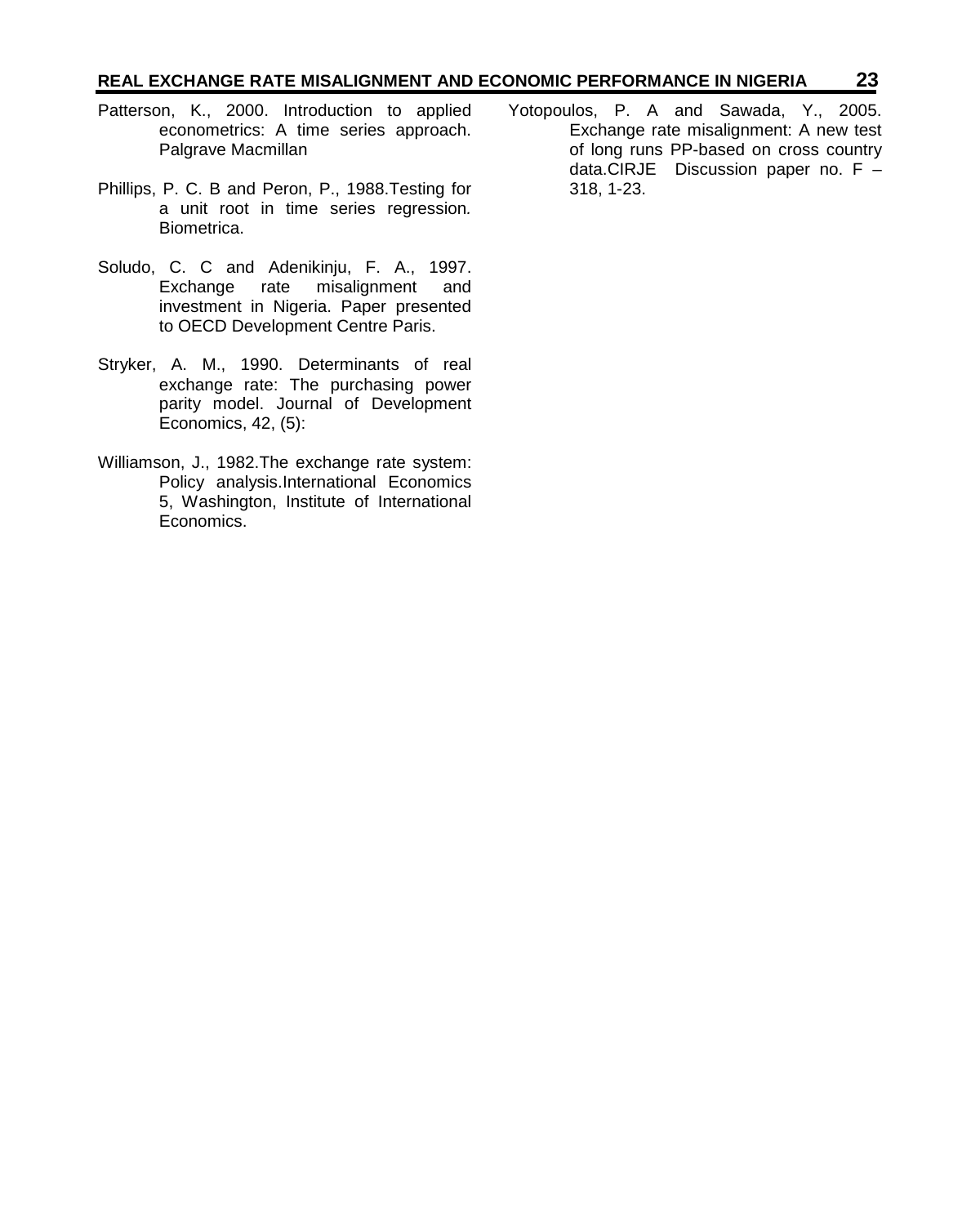Patterson, K., 2000. Introduction to applied econometrics: A time series approach. Palgrave Macmillan

Phillips, P. C. B and Peron, P., 1988.Testing for a unit root in time series regression*.* Biometrica.

Soludo, C. C and Adenikinju, F. A., 1997. Exchange rate misalignment and investment in Nigeria. Paper presented to OECD Development Centre Paris.

Stryker, A. M., 1990. Determinants of real exchange rate: The purchasing power parity model. Journal of Development Economics, 42, (5):

Williamson, J., 1982.The exchange rate system: Policy analysis.International Economics 5, Washington, Institute of International Economics.

Yotopoulos, P. A and Sawada, Y., 2005. Exchange rate misalignment: A new test of long runs PP-based on cross country data.CIRJE Discussion paper no. F – 318, 1-23.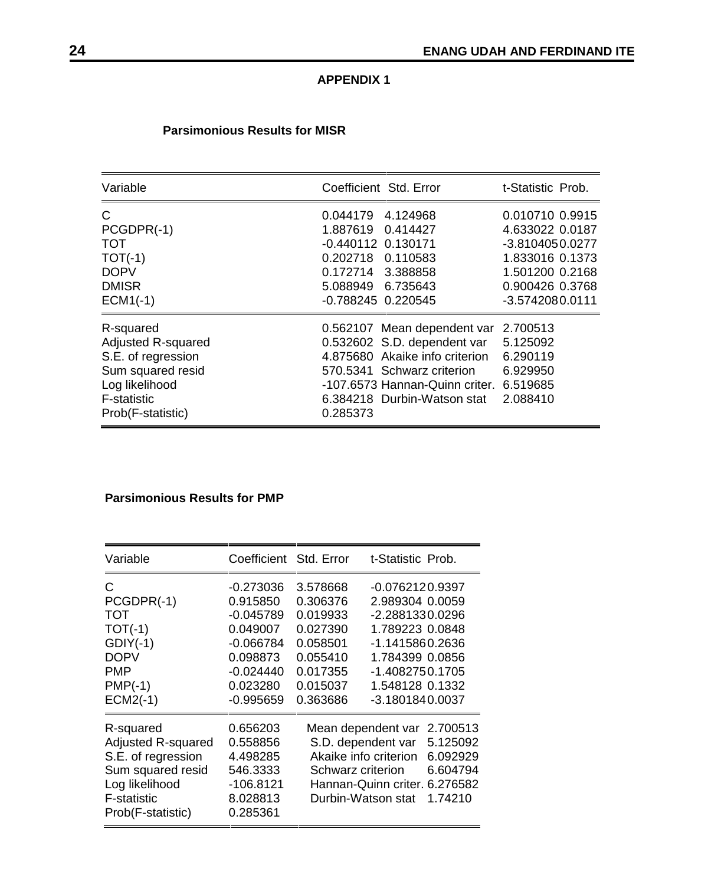## APPENDIX 1

### Parsimonious Results for MISR

| Variable | Coefficient | Std. Error | t-Statistic | Prob. |
|---|---|---|---|---|
| C | 0.044179 | 4.124968 | 0.010710 | 0.9915 |
| PCGDPR(-1) | 1.887619 | 0.414427 | 4.633022 | 0.0187 |
| TOT | -0.440112 | 0.130171 | -3.810405 | 0.0277 |
| TOT(-1) | 0.202718 | 0.110583 | 1.833016 | 0.1373 |
| DOPV | 0.172714 | 3.388858 | 1.501200 | 0.2168 |
| DMISR | 5.088949 | 6.735643 | 0.900426 | 0.3768 |
| ECM1(-1) | -0.788245 | 0.220545 | -3.574208 | 0.0111 |

| | | | |
|---|---|---|---|
| R-squared | 0.562107 | Mean dependent var | 2.700513 |
| Adjusted R-squared | 0.532602 | S.D. dependent var | 5.125092 |
| S.E. of regression | 4.875680 | Akaike info criterion | 6.290119 |
| Sum squared resid | 570.5341 | Schwarz criterion | 6.929950 |
| Log likelihood | -107.6573 | Hannan-Quinn criter. | 6.519685 |
| F-statistic | 6.384218 | Durbin-Watson stat | 2.088410 |
| Prob(F-statistic) | 0.285373 | | |

### Parsimonious Results for PMP

| Variable | Coefficient | Std. Error | t-Statistic | Prob. |
|---|---|---|---|---|
| C | -0.273036 | 3.578668 | -0.076212 | 0.9397 |
| PCGDPR(-1) | 0.915850 | 0.306376 | 2.989304 | 0.0059 |
| TOT | -0.045789 | 0.019933 | -2.288133 | 0.0296 |
| TOT(-1) | 0.049007 | 0.027390 | 1.789223 | 0.0848 |
| GDIY(-1) | -0.066784 | 0.058501 | -1.141586 | 0.2636 |
| DOPV | 0.098873 | 0.055410 | 1.784399 | 0.0856 |
| PMP | -0.024440 | 0.017355 | -1.408275 | 0.1705 |
| PMP(-1) | 0.023280 | 0.015037 | 1.548128 | 0.1332 |
| ECM2(-1) | -0.995659 | 0.363686 | -3.180184 | 0.0037 |

| | | | |
|---|---|---|---|
| R-squared | 0.656203 | Mean dependent var | 2.700513 |
| Adjusted R-squared | 0.558856 | S.D. dependent var | 5.125092 |
| S.E. of regression | 4.498285 | Akaike info criterion | 6.092929 |
| Sum squared resid | 546.3333 | Schwarz criterion | 6.604794 |
| Log likelihood | -106.8121 | Hannan-Quinn criter. | 6.276582 |
| F-statistic | 8.028813 | Durbin-Watson stat | 1.74210 |
| Prob(F-statistic) | 0.285361 | | |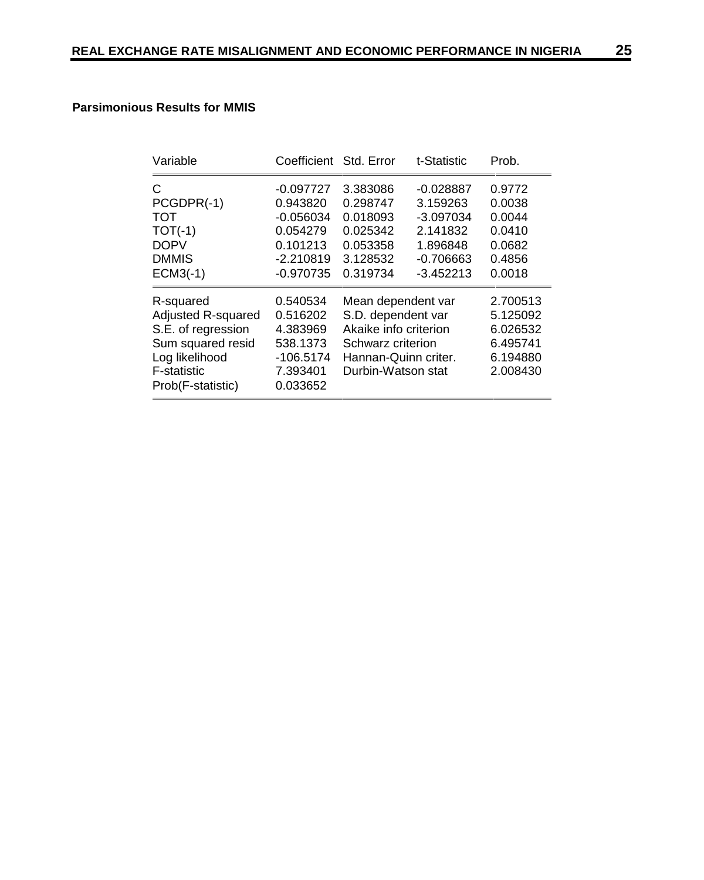**Parsimonious Results for MMIS**

| Variable | Coefficient | Std. Error | t-Statistic | Prob. |
|---|---|---|---|---|
| C | -0.097727 | 3.383086 | -0.028887 | 0.9772 |
| PCGDPR(-1) | 0.943820 | 0.298747 | 3.159263 | 0.0038 |
| TOT | -0.056034 | 0.018093 | -3.097034 | 0.0044 |
| TOT(-1) | 0.054279 | 0.025342 | 2.141832 | 0.0410 |
| DOPV | 0.101213 | 0.053358 | 1.896848 | 0.0682 |
| DMMIS | -2.210819 | 3.128532 | -0.706663 | 0.4856 |
| ECM3(-1) | -0.970735 | 0.319734 | -3.452213 | 0.0018 |

| | | | |
|---|---|---|---|
| R-squared | 0.540534 | Mean dependent var | 2.700513 |
| Adjusted R-squared | 0.516202 | S.D. dependent var | 5.125092 |
| S.E. of regression | 4.383969 | Akaike info criterion | 6.026532 |
| Sum squared resid | 538.1373 | Schwarz criterion | 6.495741 |
| Log likelihood | -106.5174 | Hannan-Quinn criter. | 6.194880 |
| F-statistic | 7.393401 | Durbin-Watson stat | 2.008430 |
| Prob(F-statistic) | 0.033652 | | |